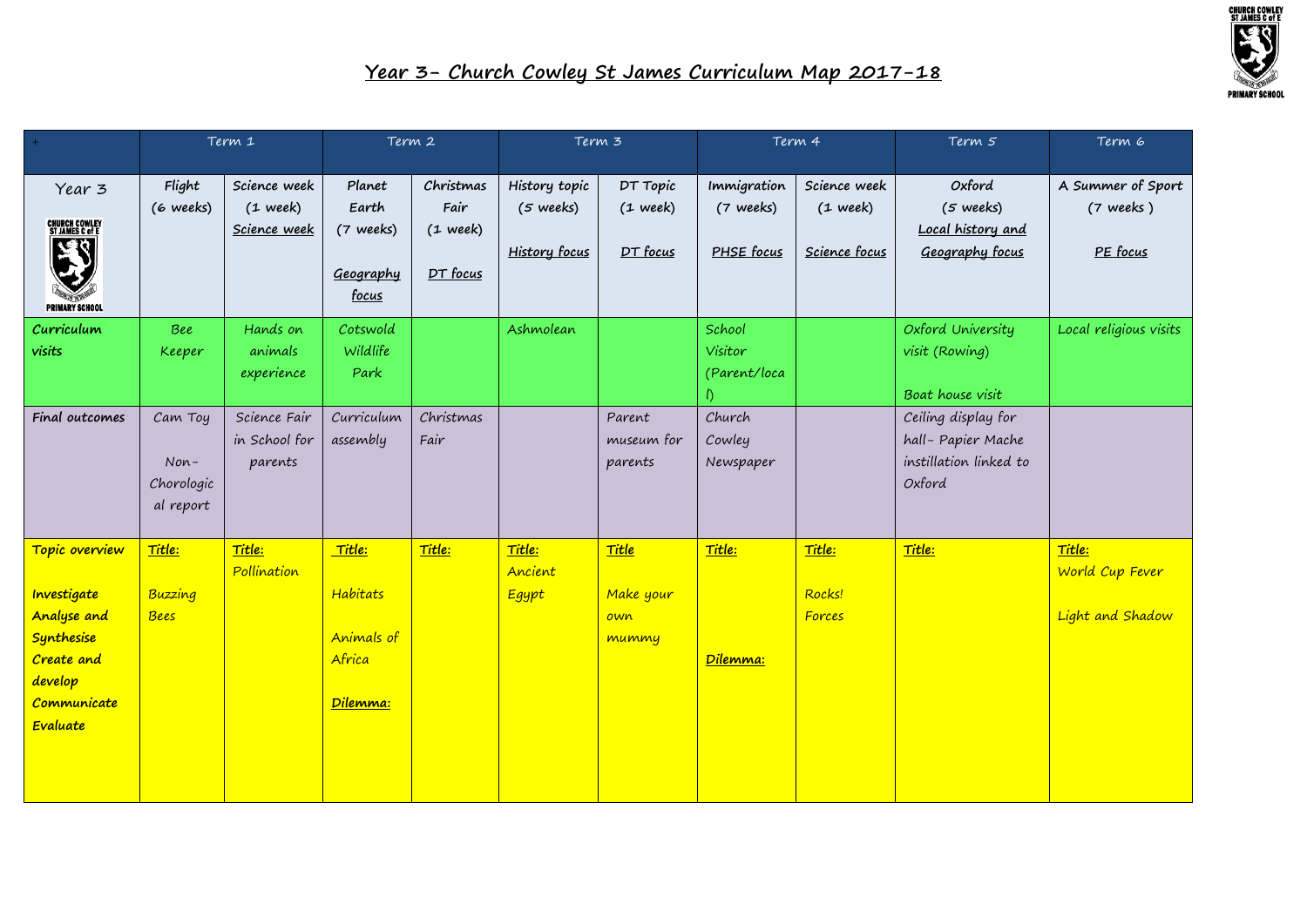# Year 3- Church Cowley St James Curriculum Map 2017-18

| + | Term 1 | | Term 2 | | Term 3 | | Term 4 | | Term 5 | Term 6 |
|---|---|---|---|---|---|---|---|---|---|---|
| Year 3 | Flight (6 weeks) | Science week (1 week) <u>Science week</u> | Planet Earth (7 weeks) <u>Geography focus</u> | Christmas Fair (1 week) <u>DT focus</u> | History topic (5 weeks) <u>History focus</u> | DT Topic (1 week) <u>DT focus</u> | Immigration (7 weeks) <u>PHSE focus</u> | Science week (1 week) <u>Science focus</u> | Oxford (5 weeks) <u>Local history and Geography focus</u> | A Summer of Sport (7 weeks ) <u>PE focus</u> |
| **Curriculum visits** | Bee Keeper | Hands on animals experience | Cotswold Wildlife Park | | Ashmolean | | School Visitor (Parent/local) | | Oxford University visit (Rowing)<br><br>Boat house visit | Local religious visits |
| **Final outcomes** | Cam Toy<br><br>Non-Chorological report | Science Fair in School for parents | Curriculum assembly | Christmas Fair | | Parent museum for parents | Church Cowley Newspaper | | Ceiling display for hall- Papier Mache instillation linked to Oxford | |
| **Topic overview**<br><br>**Investigate**<br>**Analyse and Synthesise**<br>**Create and develop**<br>**Communicate**<br>**Evaluate** | **<u>Title:</u>**<br><br>Buzzing Bees | **<u>Title:</u>** Pollination | **<u>Title:</u>**<br><br>Habitats<br><br>Animals of Africa<br><br>**<u>Dilemma:</u>** | **<u>Title:</u>** | **<u>Title:</u>** Ancient Egypt | **<u>Title</u>**<br><br>Make your own mummy | **<u>Title:</u>**<br><br>**<u>Dilemma:</u>** | **<u>Title:</u>**<br><br>Rocks!<br>Forces | **<u>Title:</u>** | **<u>Title:</u>** World Cup Fever<br><br>Light and Shadow |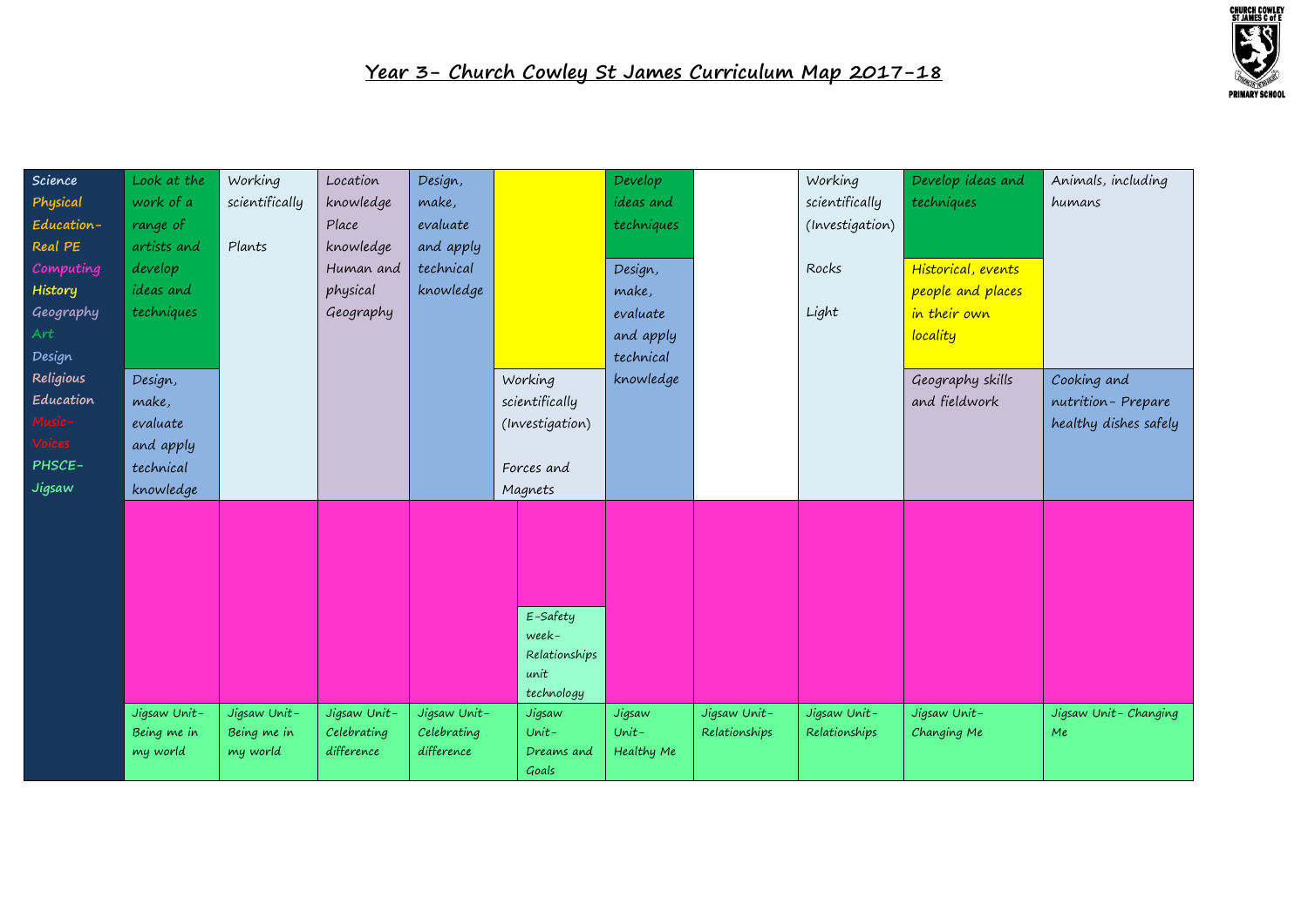# Year 3- Church Cowley St James Curriculum Map 2017-18

| Subject key | | | | | | | | | | | |
|---|---|---|---|---|---|---|---|---|---|---|---|
| Science<br>Physical Education- Real PE<br>Computing<br>History<br>Geography<br>Art<br>Design<br>Religious Education<br>Music- Voices<br>PHSCE- Jigsaw | Look at the work of a range of artists and develop ideas and techniques<br><br>Design, make, evaluate and apply technical knowledge | Working scientifically<br><br>Plants | Location knowledge<br>Place knowledge<br>Human and physical Geography | Design, make, evaluate and apply technical knowledge | | Working scientifically (Investigation)<br><br>Forces and Magnets | Develop ideas and techniques<br><br>Design, make, evaluate and apply technical knowledge | | Working scientifically (Investigation)<br><br>Rocks<br><br>Light | Develop ideas and techniques<br><br>Historical, events people and places in their own locality<br><br>Geography skills and fieldwork | Animals, including humans<br><br>Cooking and nutrition- Prepare healthy dishes safely |
| | | | | | | E-Safety week- Relationships unit technology | | | | | |
| | Jigsaw Unit- Being me in my world | Jigsaw Unit- Being me in my world | Jigsaw Unit- Celebrating difference | Jigsaw Unit- Celebrating difference | | Jigsaw Unit- Dreams and Goals | Jigsaw Unit- Healthy Me | Jigsaw Unit- Relationships | Jigsaw Unit- Relationships | Jigsaw Unit- Changing Me | Jigsaw Unit- Changing Me |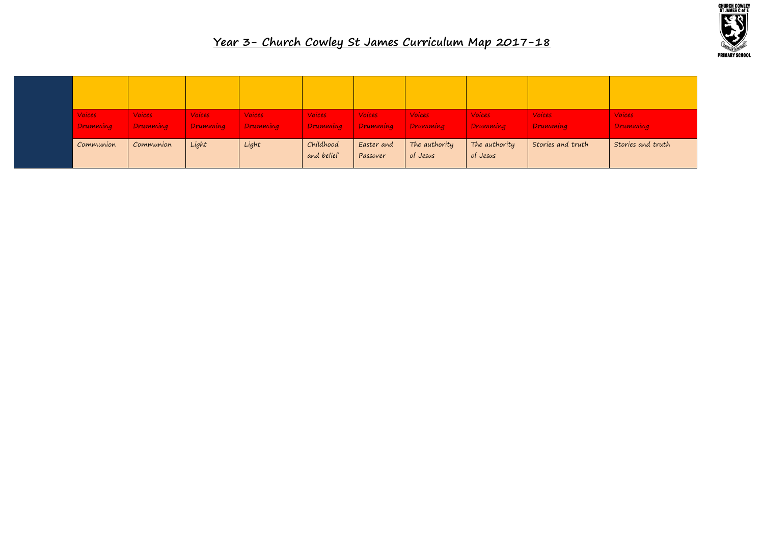## Year 3- Church Cowley St James Curriculum Map 2017-18

| | | | | | | | | | | |
|---|---|---|---|---|---|---|---|---|---|---|
| | | | | | | | | | | |
| | Voices Drumming | Voices Drumming | Voices Drumming | Voices Drumming | Voices Drumming | Voices Drumming | Voices Drumming | Voices Drumming | Voices Drumming | Voices Drumming |
| | Communion | Communion | Light | Light | Childhood and belief | Easter and Passover | The authority of Jesus | The authority of Jesus | Stories and truth | Stories and truth |